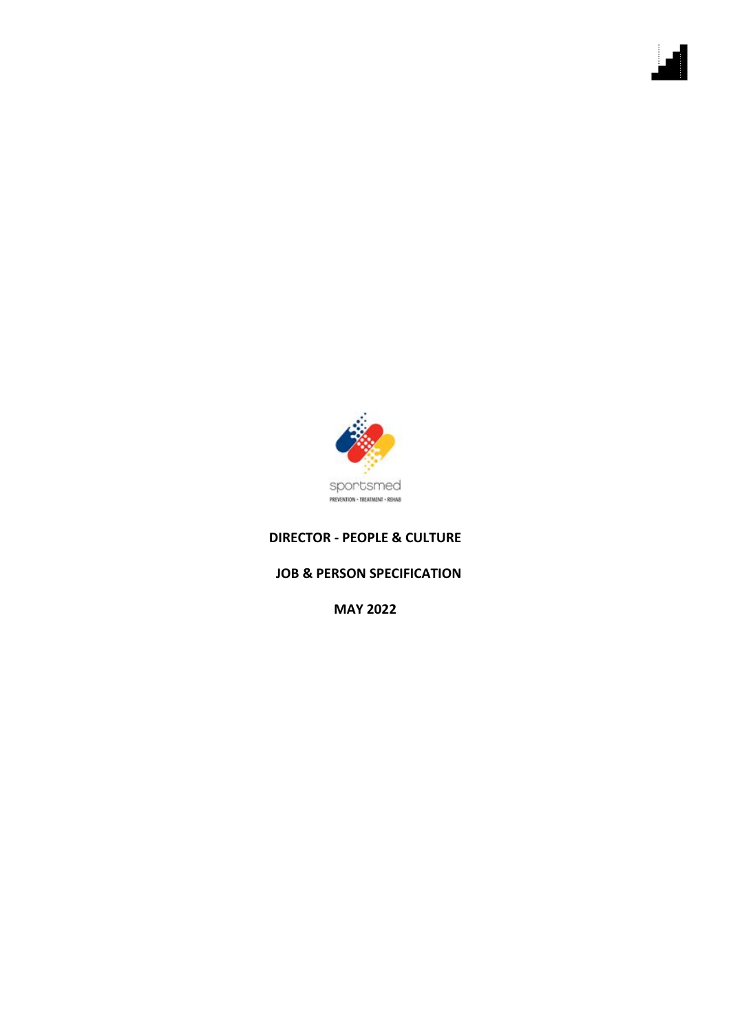sportsmed

PREVENTION • TREATMENT • REHAB

**DIRECTOR - PEOPLE & CULTURE**

**JOB & PERSON SPECIFICATION**

**MAY 2022**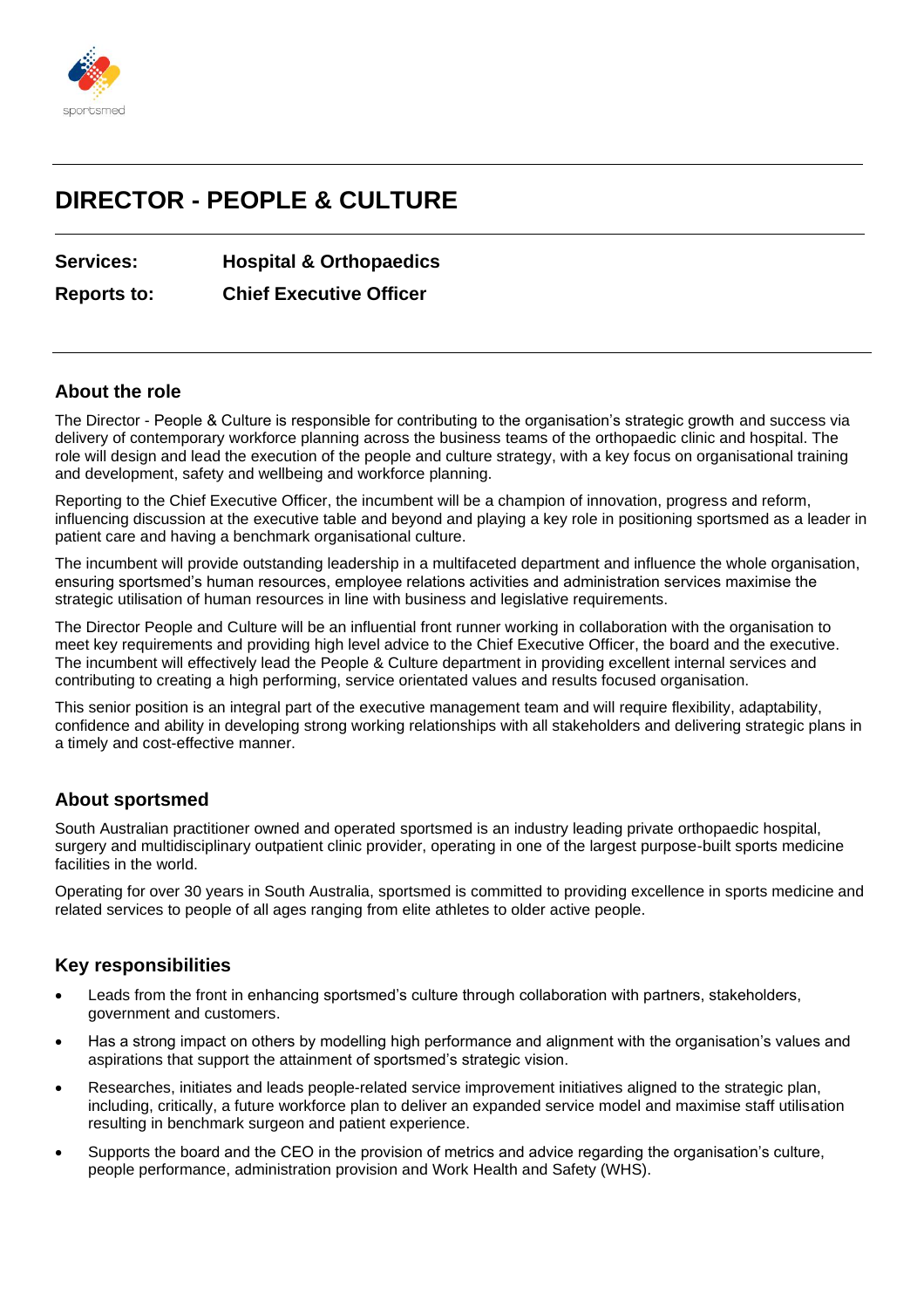# DIRECTOR - PEOPLE & CULTURE

**Services:** **Hospital & Orthopaedics**

**Reports to:** **Chief Executive Officer**

## About the role

The Director - People & Culture is responsible for contributing to the organisation's strategic growth and success via delivery of contemporary workforce planning across the business teams of the orthopaedic clinic and hospital. The role will design and lead the execution of the people and culture strategy, with a key focus on organisational training and development, safety and wellbeing and workforce planning.

Reporting to the Chief Executive Officer, the incumbent will be a champion of innovation, progress and reform, influencing discussion at the executive table and beyond and playing a key role in positioning sportsmed as a leader in patient care and having a benchmark organisational culture.

The incumbent will provide outstanding leadership in a multifaceted department and influence the whole organisation, ensuring sportsmed's human resources, employee relations activities and administration services maximise the strategic utilisation of human resources in line with business and legislative requirements.

The Director People and Culture will be an influential front runner working in collaboration with the organisation to meet key requirements and providing high level advice to the Chief Executive Officer, the board and the executive. The incumbent will effectively lead the People & Culture department in providing excellent internal services and contributing to creating a high performing, service orientated values and results focused organisation.

This senior position is an integral part of the executive management team and will require flexibility, adaptability, confidence and ability in developing strong working relationships with all stakeholders and delivering strategic plans in a timely and cost-effective manner.

## About sportsmed

South Australian practitioner owned and operated sportsmed is an industry leading private orthopaedic hospital, surgery and multidisciplinary outpatient clinic provider, operating in one of the largest purpose-built sports medicine facilities in the world.

Operating for over 30 years in South Australia, sportsmed is committed to providing excellence in sports medicine and related services to people of all ages ranging from elite athletes to older active people.

## Key responsibilities

- Leads from the front in enhancing sportsmed's culture through collaboration with partners, stakeholders, government and customers.
- Has a strong impact on others by modelling high performance and alignment with the organisation's values and aspirations that support the attainment of sportsmed's strategic vision.
- Researches, initiates and leads people-related service improvement initiatives aligned to the strategic plan, including, critically, a future workforce plan to deliver an expanded service model and maximise staff utilisation resulting in benchmark surgeon and patient experience.
- Supports the board and the CEO in the provision of metrics and advice regarding the organisation's culture, people performance, administration provision and Work Health and Safety (WHS).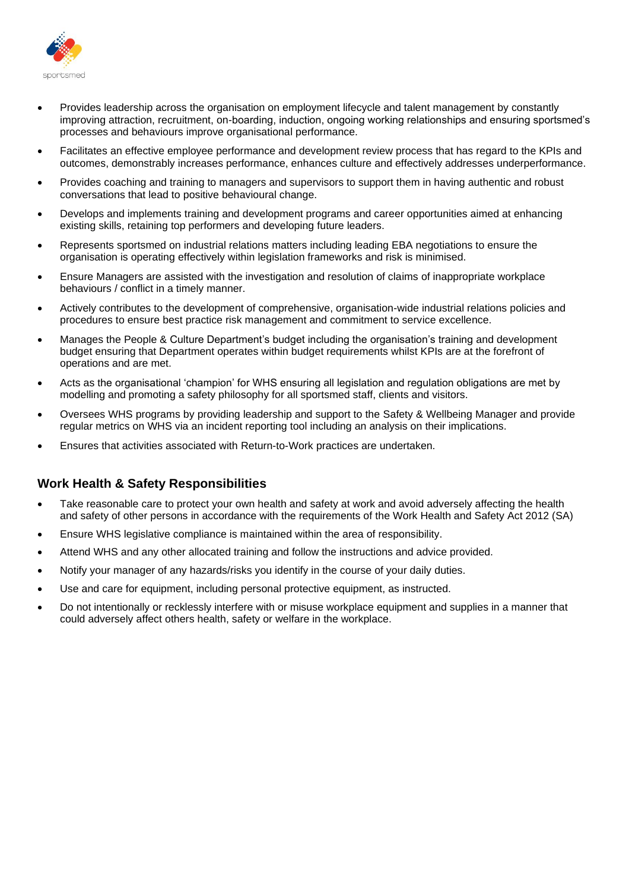- Provides leadership across the organisation on employment lifecycle and talent management by constantly improving attraction, recruitment, on-boarding, induction, ongoing working relationships and ensuring sportsmed's processes and behaviours improve organisational performance.
- Facilitates an effective employee performance and development review process that has regard to the KPIs and outcomes, demonstrably increases performance, enhances culture and effectively addresses underperformance.
- Provides coaching and training to managers and supervisors to support them in having authentic and robust conversations that lead to positive behavioural change.
- Develops and implements training and development programs and career opportunities aimed at enhancing existing skills, retaining top performers and developing future leaders.
- Represents sportsmed on industrial relations matters including leading EBA negotiations to ensure the organisation is operating effectively within legislation frameworks and risk is minimised.
- Ensure Managers are assisted with the investigation and resolution of claims of inappropriate workplace behaviours / conflict in a timely manner.
- Actively contributes to the development of comprehensive, organisation-wide industrial relations policies and procedures to ensure best practice risk management and commitment to service excellence.
- Manages the People & Culture Department's budget including the organisation's training and development budget ensuring that Department operates within budget requirements whilst KPIs are at the forefront of operations and are met.
- Acts as the organisational 'champion' for WHS ensuring all legislation and regulation obligations are met by modelling and promoting a safety philosophy for all sportsmed staff, clients and visitors.
- Oversees WHS programs by providing leadership and support to the Safety & Wellbeing Manager and provide regular metrics on WHS via an incident reporting tool including an analysis on their implications.
- Ensures that activities associated with Return-to-Work practices are undertaken.

## Work Health & Safety Responsibilities

- Take reasonable care to protect your own health and safety at work and avoid adversely affecting the health and safety of other persons in accordance with the requirements of the Work Health and Safety Act 2012 (SA)
- Ensure WHS legislative compliance is maintained within the area of responsibility.
- Attend WHS and any other allocated training and follow the instructions and advice provided.
- Notify your manager of any hazards/risks you identify in the course of your daily duties.
- Use and care for equipment, including personal protective equipment, as instructed.
- Do not intentionally or recklessly interfere with or misuse workplace equipment and supplies in a manner that could adversely affect others health, safety or welfare in the workplace.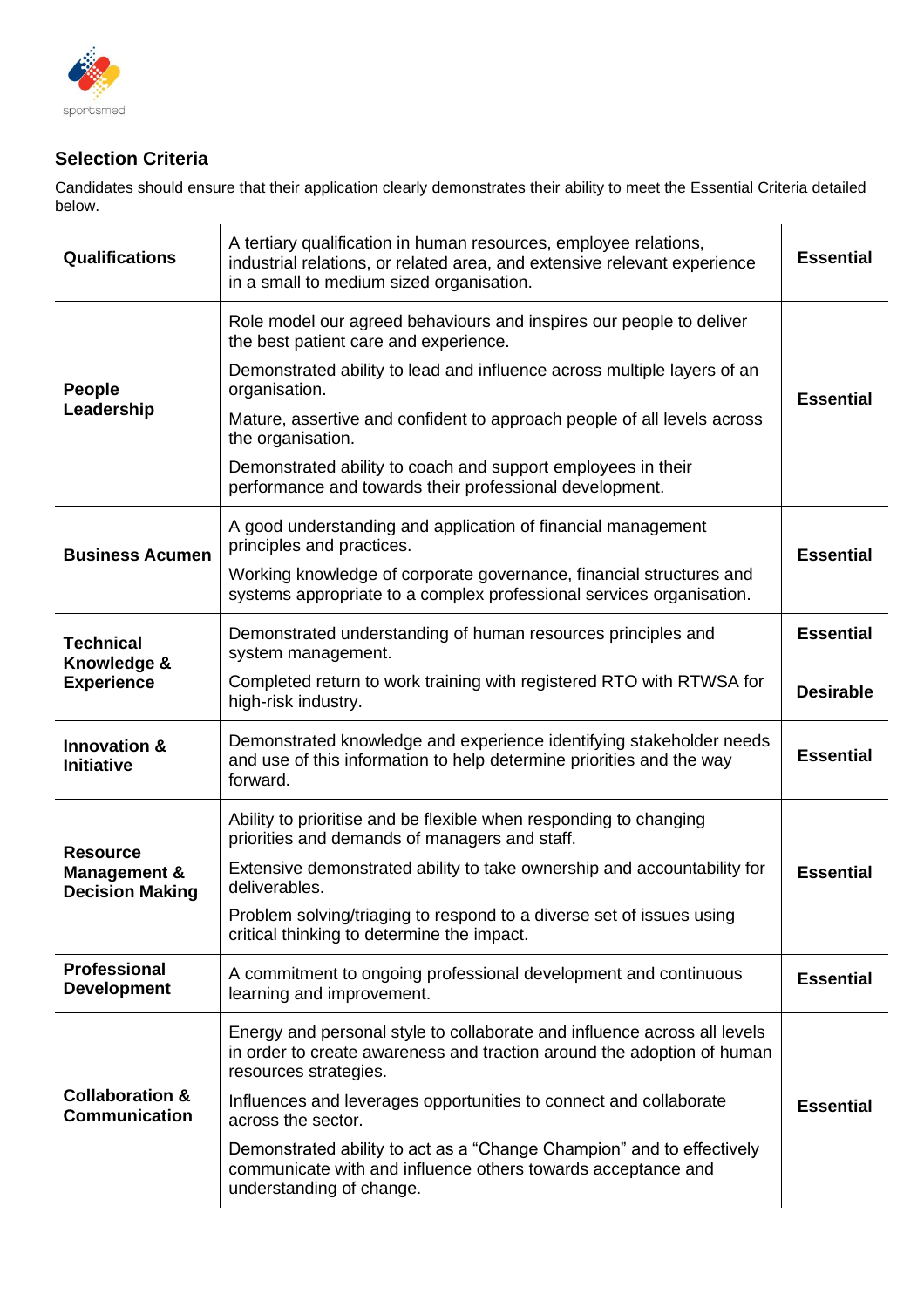## Selection Criteria

Candidates should ensure that their application clearly demonstrates their ability to meet the Essential Criteria detailed below.

| | | |
|---|---|---|
| **Qualifications** | A tertiary qualification in human resources, employee relations, industrial relations, or related area, and extensive relevant experience in a small to medium sized organisation. | **Essential** |
| **People Leadership** | Role model our agreed behaviours and inspires our people to deliver the best patient care and experience.<br>Demonstrated ability to lead and influence across multiple layers of an organisation.<br>Mature, assertive and confident to approach people of all levels across the organisation.<br>Demonstrated ability to coach and support employees in their performance and towards their professional development. | **Essential** |
| **Business Acumen** | A good understanding and application of financial management principles and practices.<br>Working knowledge of corporate governance, financial structures and systems appropriate to a complex professional services organisation. | **Essential** |
| **Technical Knowledge & Experience** | Demonstrated understanding of human resources principles and system management. | **Essential** |
| | Completed return to work training with registered RTO with RTWSA for high-risk industry. | **Desirable** |
| **Innovation & Initiative** | Demonstrated knowledge and experience identifying stakeholder needs and use of this information to help determine priorities and the way forward. | **Essential** |
| **Resource Management & Decision Making** | Ability to prioritise and be flexible when responding to changing priorities and demands of managers and staff.<br>Extensive demonstrated ability to take ownership and accountability for deliverables.<br>Problem solving/triaging to respond to a diverse set of issues using critical thinking to determine the impact. | **Essential** |
| **Professional Development** | A commitment to ongoing professional development and continuous learning and improvement. | **Essential** |
| **Collaboration & Communication** | Energy and personal style to collaborate and influence across all levels in order to create awareness and traction around the adoption of human resources strategies.<br>Influences and leverages opportunities to connect and collaborate across the sector.<br>Demonstrated ability to act as a "Change Champion" and to effectively communicate with and influence others towards acceptance and understanding of change. | **Essential** |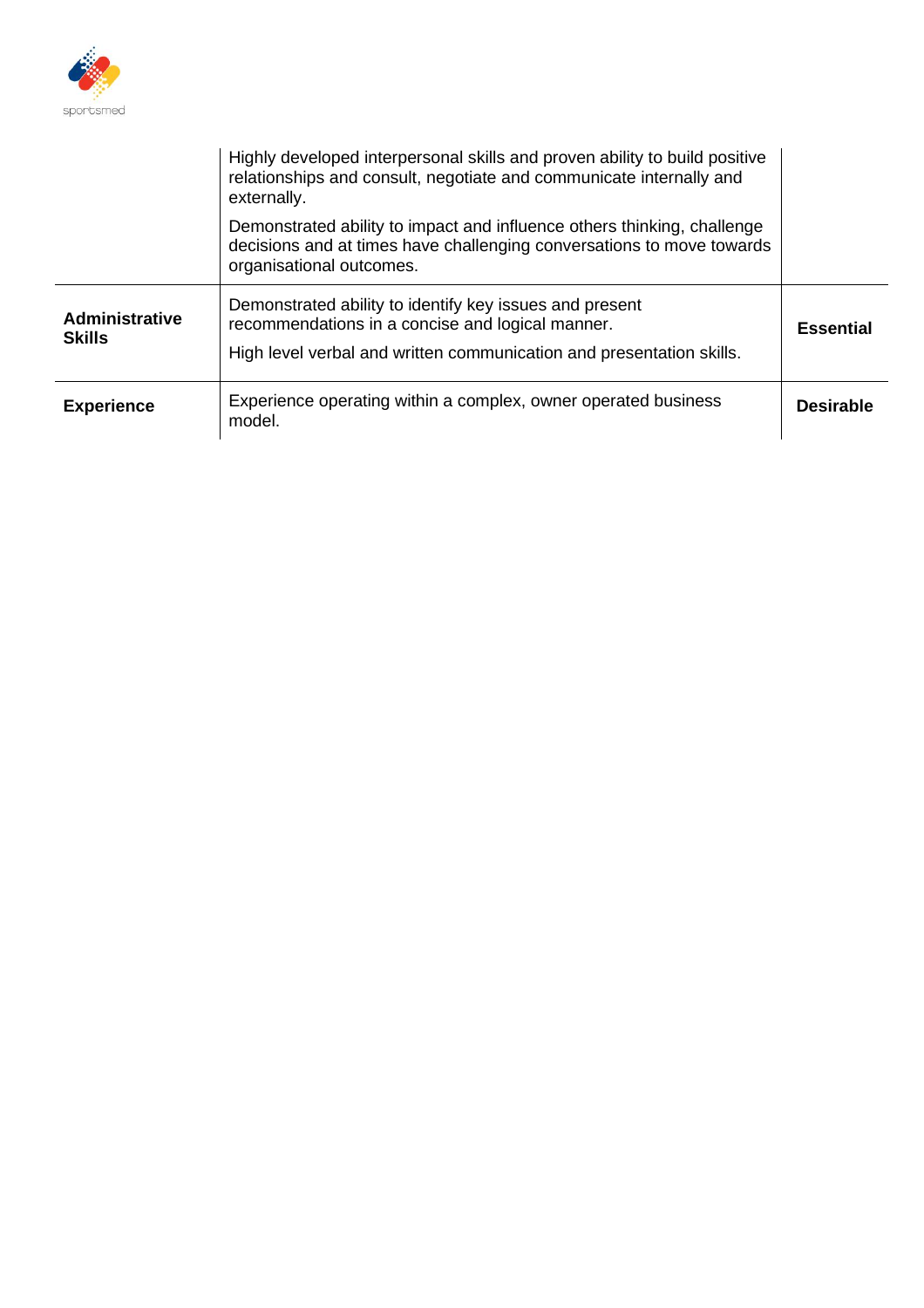| | | |
|---|---|---|
| | Highly developed interpersonal skills and proven ability to build positive relationships and consult, negotiate and communicate internally and externally.<br><br>Demonstrated ability to impact and influence others thinking, challenge decisions and at times have challenging conversations to move towards organisational outcomes. | |
| **Administrative Skills** | Demonstrated ability to identify key issues and present recommendations in a concise and logical manner.<br><br>High level verbal and written communication and presentation skills. | **Essential** |
| **Experience** | Experience operating within a complex, owner operated business model. | **Desirable** |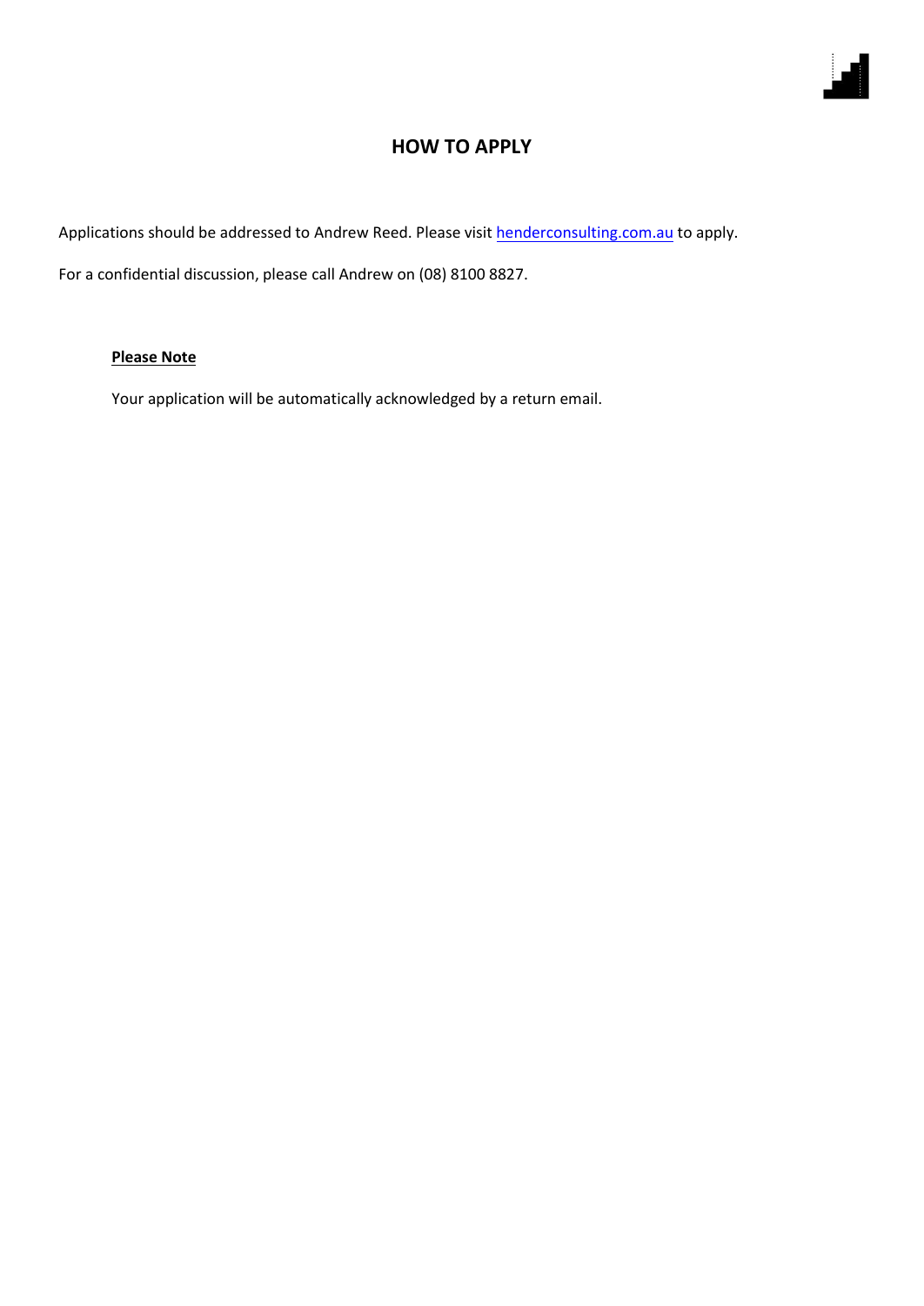# HOW TO APPLY

Applications should be addressed to Andrew Reed. Please visit [henderconsulting.com.au](henderconsulting.com.au) to apply.

For a confidential discussion, please call Andrew on (08) 8100 8827.

**Please Note**

Your application will be automatically acknowledged by a return email.